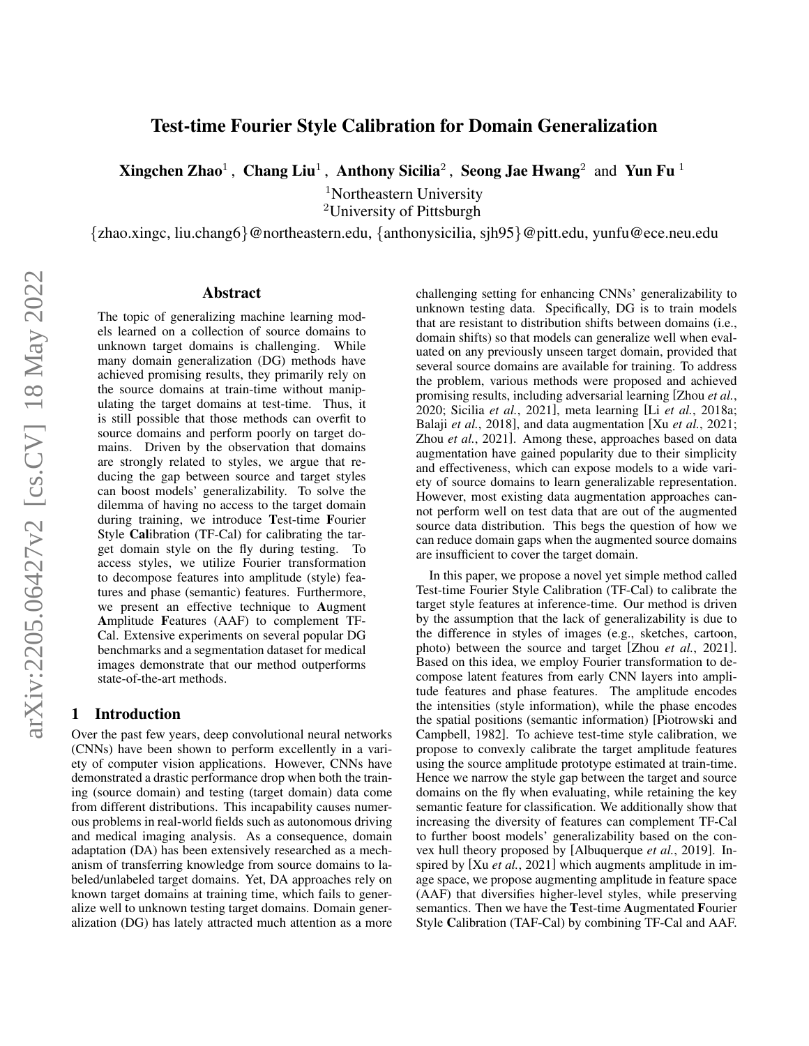# Test-time Fourier Style Calibration for Domain Generalization

**Xingchen Zhao**[1], **Chang Liu**[1], **Anthony Sicilia**[2], **Seong Jae Hwang**[2] and **Yun Fu**[1]

[1]Northeastern University
[2]University of Pittsburgh

{zhao.xingc, liu.chang6}@northeastern.edu, {anthonysicilia, sjh95}@pitt.edu, yunfu@ece.neu.edu

## Abstract

The topic of generalizing machine learning models learned on a collection of source domains to unknown target domains is challenging. While many domain generalization (DG) methods have achieved promising results, they primarily rely on the source domains at train-time without manipulating the target domains at test-time. Thus, it is still possible that those methods can overfit to source domains and perform poorly on target domains. Driven by the observation that domains are strongly related to styles, we argue that reducing the gap between source and target styles can boost models' generalizability. To solve the dilemma of having no access to the target domain during training, we introduce **T**est-time **F**ourier Style **Cal**ibration (TF-Cal) for calibrating the target domain style on the fly during testing. To access styles, we utilize Fourier transformation to decompose features into amplitude (style) features and phase (semantic) features. Furthermore, we present an effective technique to **A**ugment **A**mplitude **F**eatures (AAF) to complement TF-Cal. Extensive experiments on several popular DG benchmarks and a segmentation dataset for medical images demonstrate that our method outperforms state-of-the-art methods.

## 1 Introduction

Over the past few years, deep convolutional neural networks (CNNs) have been shown to perform excellently in a variety of computer vision applications. However, CNNs have demonstrated a drastic performance drop when both the training (source domain) and testing (target domain) data come from different distributions. This incapability causes numerous problems in real-world fields such as autonomous driving and medical imaging analysis. As a consequence, domain adaptation (DA) has been extensively researched as a mechanism of transferring knowledge from source domains to labeled/unlabeled target domains. Yet, DA approaches rely on known target domains at training time, which fails to generalize well to unknown testing target domains. Domain generalization (DG) has lately attracted much attention as a more challenging setting for enhancing CNNs' generalizability to unknown testing data. Specifically, DG is to train models that are resistant to distribution shifts between domains (i.e., domain shifts) so that models can generalize well when evaluated on any previously unseen target domain, provided that several source domains are available for training. To address the problem, various methods were proposed and achieved promising results, including adversarial learning [Zhou *et al.*, 2020; Sicilia *et al.*, 2021], meta learning [Li *et al.*, 2018a; Balaji *et al.*, 2018], and data augmentation [Xu *et al.*, 2021; Zhou *et al.*, 2021]. Among these, approaches based on data augmentation have gained popularity due to their simplicity and effectiveness, which can expose models to a wide variety of source domains to learn generalizable representation. However, most existing data augmentation approaches cannot perform well on test data that are out of the augmented source data distribution. This begs the question of how we can reduce domain gaps when the augmented source domains are insufficient to cover the target domain.

In this paper, we propose a novel yet simple method called Test-time Fourier Style Calibration (TF-Cal) to calibrate the target style features at inference-time. Our method is driven by the assumption that the lack of generalizability is due to the difference in styles of images (e.g., sketches, cartoon, photo) between the source and target [Zhou *et al.*, 2021]. Based on this idea, we employ Fourier transformation to decompose latent features from early CNN layers into amplitude features and phase features. The amplitude encodes the intensities (style information), while the phase encodes the spatial positions (semantic information) [Piotrowski and Campbell, 1982]. To achieve test-time style calibration, we propose to convexly calibrate the target amplitude features using the source amplitude prototype estimated at train-time. Hence we narrow the style gap between the target and source domains on the fly when evaluating, while retaining the key semantic feature for classification. We additionally show that increasing the diversity of features can complement TF-Cal to further boost models' generalizability based on the convex hull theory proposed by [Albuquerque *et al.*, 2019]. Inspired by [Xu *et al.*, 2021] which augments amplitude in image space, we propose augmenting amplitude in feature space (AAF) that diversifies higher-level styles, while preserving semantics. Then we have the **T**est-time **A**ugmentated **F**ourier Style **C**alibration (TAF-Cal) by combining TF-Cal and AAF.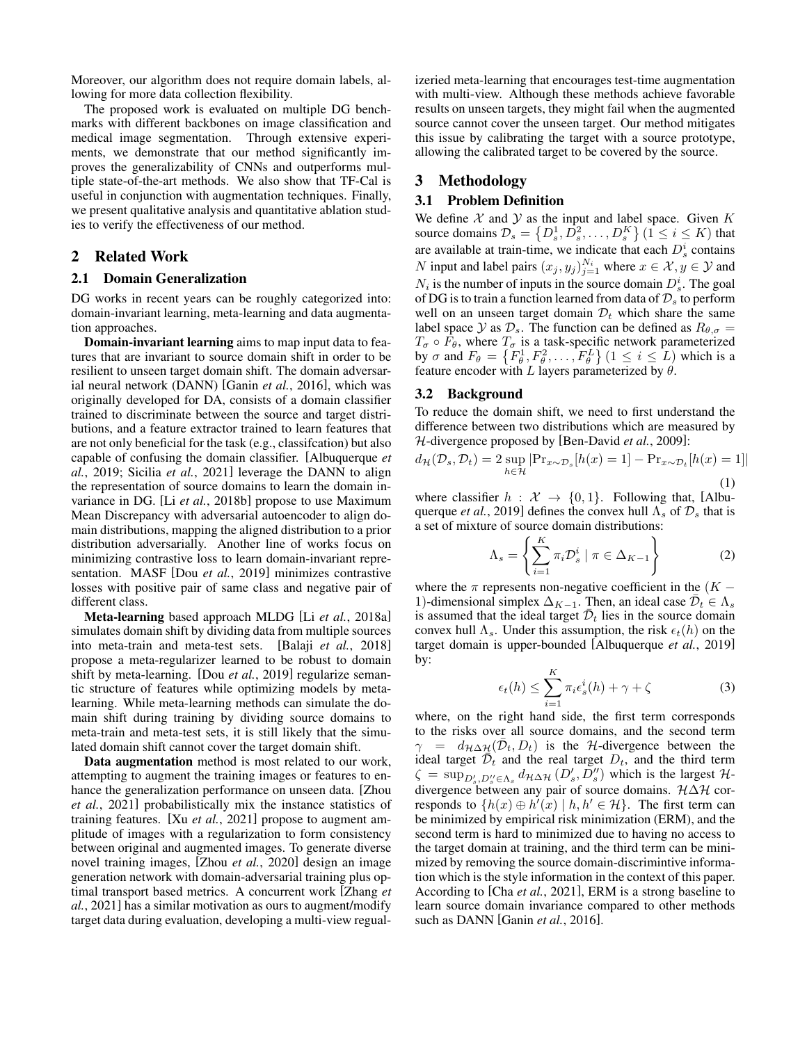Moreover, our algorithm does not require domain labels, allowing for more data collection flexibility.

The proposed work is evaluated on multiple DG benchmarks with different backbones on image classification and medical image segmentation. Through extensive experiments, we demonstrate that our method significantly improves the generalizability of CNNs and outperforms multiple state-of-the-art methods. We also show that TF-Cal is useful in conjunction with augmentation techniques. Finally, we present qualitative analysis and quantitative ablation studies to verify the effectiveness of our method.

## 2 Related Work

### 2.1 Domain Generalization

DG works in recent years can be roughly categorized into: domain-invariant learning, meta-learning and data augmentation approaches.

**Domain-invariant learning** aims to map input data to features that are invariant to source domain shift in order to be resilient to unseen target domain shift. The domain adversarial neural network (DANN) [Ganin *et al.*, 2016], which was originally developed for DA, consists of a domain classifier trained to discriminate between the source and target distributions, and a feature extractor trained to learn features that are not only beneficial for the task (e.g., classifcation) but also capable of confusing the domain classifier. [Albuquerque *et al.*, 2019; Sicilia *et al.*, 2021] leverage the DANN to align the representation of source domains to learn the domain invariance in DG. [Li *et al.*, 2018b] propose to use Maximum Mean Discrepancy with adversarial autoencoder to align domain distributions, mapping the aligned distribution to a prior distribution adversarially. Another line of works focus on minimizing contrastive loss to learn domain-invariant representation. MASF [Dou *et al.*, 2019] minimizes contrastive losses with positive pair of same class and negative pair of different class.

**Meta-learning** based approach MLDG [Li *et al.*, 2018a] simulates domain shift by dividing data from multiple sources into meta-train and meta-test sets. [Balaji *et al.*, 2018] propose a meta-regularizer learned to be robust to domain shift by meta-learning. [Dou *et al.*, 2019] regularize semantic structure of features while optimizing models by meta-learning. While meta-learning methods can simulate the domain shift during training by dividing source domains to meta-train and meta-test sets, it is still likely that the simulated domain shift cannot cover the target domain shift.

**Data augmentation** method is most related to our work, attempting to augment the training images or features to enhance the generalization performance on unseen data. [Zhou *et al.*, 2021] probabilistically mix the instance statistics of training features. [Xu *et al.*, 2021] propose to augment amplitude of images with a regularization to form consistency between original and augmented images. To generate diverse novel training images, [Zhou *et al.*, 2020] design an image generation network with domain-adversarial training plus optimal transport based metrics. A concurrent work [Zhang *et al.*, 2021] has a similar motivation as ours to augment/modify target data during evaluation, developing a multi-view regualizeried meta-learning that encourages test-time augmentation with multi-view. Although these methods achieve favorable results on unseen targets, they might fail when the augmented source cannot cover the unseen target. Our method mitigates this issue by calibrating the target with a source prototype, allowing the calibrated target to be covered by the source.

## 3 Methodology

### 3.1 Problem Definition

We define $\mathcal{X}$ and $\mathcal{Y}$ as the input and label space. Given $K$ source domains $\mathcal{D}_s = \left\{D_s^1, D_s^2, \ldots, D_s^K\right\} (1 \le i \le K)$ that are available at train-time, we indicate that each $D_s^i$ contains $N$ input and label pairs $(x_j, y_j)_{j=1}^{N_i}$ where $x \in \mathcal{X}, y \in \mathcal{Y}$ and $N_i$ is the number of inputs in the source domain $D_s^i$. The goal of DG is to train a function learned from data of $\mathcal{D}_s$ to perform well on an unseen target domain $\mathcal{D}_t$ which share the same label space $\mathcal{Y}$ as $\mathcal{D}_s$. The function can be defined as $R_{\theta,\sigma} = T_\sigma \circ F_\theta$, where $T_\sigma$ is a task-specific network parameterized by $\sigma$ and $F_\theta = \left\{F_\theta^1, F_\theta^2, \ldots, F_\theta^L\right\} (1 \le i \le L)$ which is a feature encoder with $L$ layers parameterized by $\theta$.

### 3.2 Background

To reduce the domain shift, we need to first understand the difference between two distributions which are measured by $\mathcal{H}$-divergence proposed by [Ben-David *et al.*, 2009]:

$$d_{\mathcal{H}}(\mathcal{D}_s, \mathcal{D}_t) = 2 \sup_{h \in \mathcal{H}} \left|\Pr_{x \sim \mathcal{D}_s}[h(x) = 1] - \Pr_{x \sim \mathcal{D}_t}[h(x) = 1]\right| \tag{1}$$

where classifier $h : \mathcal{X} \to \{0, 1\}$. Following that, [Albuquerque *et al.*, 2019] defines the convex hull $\Lambda_s$ of $\mathcal{D}_s$ that is a set of mixture of source domain distributions:

$$\Lambda_s = \left\{\sum_{i=1}^{K} \pi_i \mathcal{D}_s^i \mid \pi \in \Delta_{K-1}\right\} \tag{2}$$

where the $\pi$ represents non-negative coefficient in the $(K-1)$-dimensional simplex $\Delta_{K-1}$. Then, an ideal case $\bar{\mathcal{D}}_t \in \Lambda_s$ is assumed that the ideal target $\bar{\mathcal{D}}_t$ lies in the source domain convex hull $\Lambda_s$. Under this assumption, the risk $\epsilon_t(h)$ on the target domain is upper-bounded [Albuquerque *et al.*, 2019] by:

$$\epsilon_t(h) \le \sum_{i=1}^{K} \pi_i \epsilon_s^i(h) + \gamma + \zeta \tag{3}$$

where, on the right hand side, the first term corresponds to the risks over all source domains, and the second term $\gamma = d_{\mathcal{H}\Delta\mathcal{H}}(\bar{\mathcal{D}}_t, D_t)$ is the $\mathcal{H}$-divergence between the ideal target $\bar{\mathcal{D}}_t$ and the real target $D_t$, and the third term $\zeta = \sup_{D_s', D_s'' \in \Lambda_s} d_{\mathcal{H}\Delta\mathcal{H}}(D_s', D_s'')$ which is the largest $\mathcal{H}$-divergence between any pair of source domains. $\mathcal{H}\Delta\mathcal{H}$ corresponds to $\{h(x) \oplus h'(x) \mid h, h' \in \mathcal{H}\}$. The first term can be minimized by empirical risk minimization (ERM), and the second term is hard to minimized due to having no access to the target domain at training, and the third term can be minimized by removing the source domain-discrimintive information which is the style information in the context of this paper. According to [Cha *et al.*, 2021], ERM is a strong baseline to learn source domain invariance compared to other methods such as DANN [Ganin *et al.*, 2016].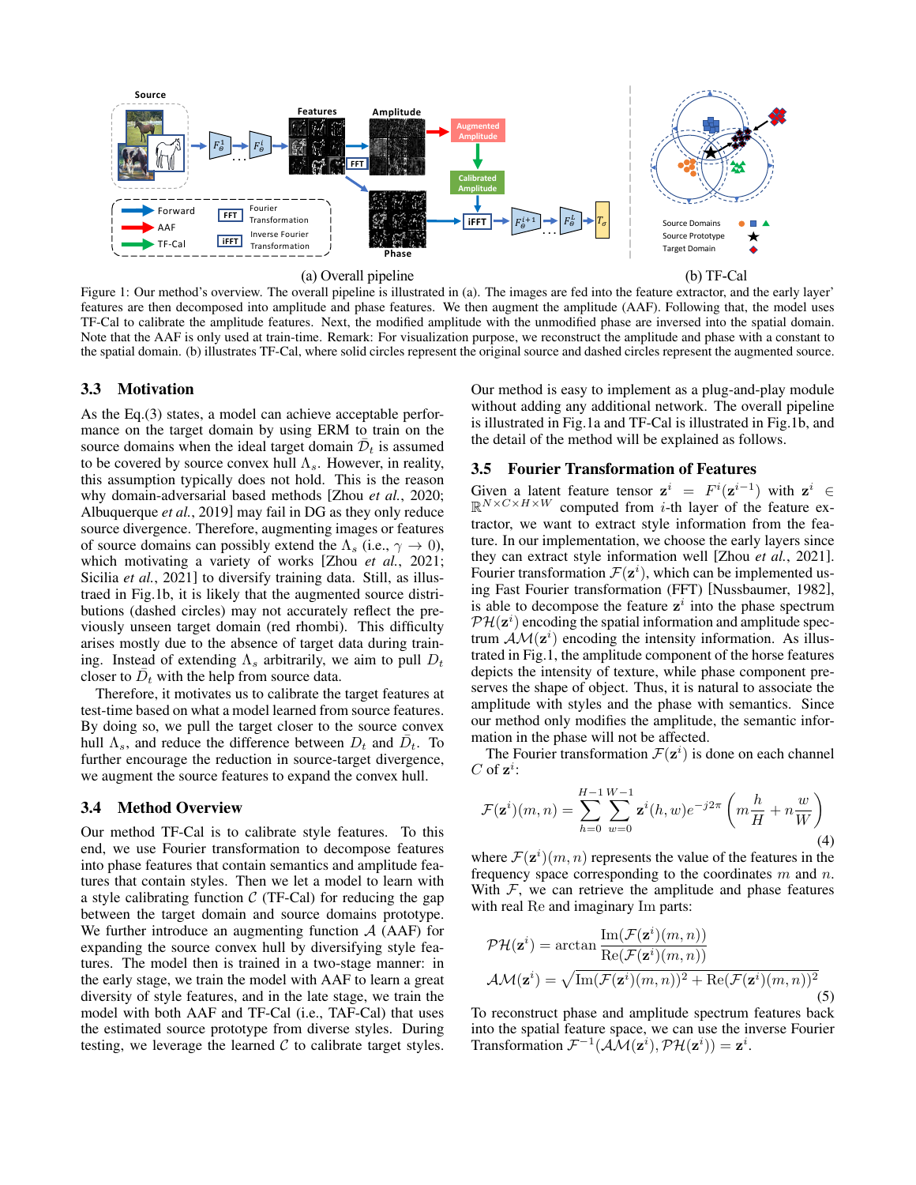Source

Features

Amplitude

Augmented Amplitude

Calibrated Amplitude

FFT

iFFT

Phase

Forward

AAF

TF-Cal

FFT Fourier Transformation

iFFT Inverse Fourier Transformation

Source Domains

Source Prototype

Target Domain

(a) Overall pipeline

(b) TF-Cal

Figure 1: Our method's overview. The overall pipeline is illustrated in (a). The images are fed into the feature extractor, and the early layer' features are then decomposed into amplitude and phase features. We then augment the amplitude (AAF). Following that, the model uses TF-Cal to calibrate the amplitude features. Next, the modified amplitude with the unmodified phase are inversed into the spatial domain. Note that the AAF is only used at train-time. Remark: For visualization purpose, we reconstruct the amplitude and phase with a constant to the spatial domain. (b) illustrates TF-Cal, where solid circles represent the original source and dashed circles represent the augmented source.

### 3.3 Motivation

As the Eq.(3) states, a model can achieve acceptable performance on the target domain by using ERM to train on the source domains when the ideal target domain $\bar{\mathcal{D}}_t$ is assumed to be covered by source convex hull $\Lambda_s$. However, in reality, this assumption typically does not hold. This is the reason why domain-adversarial based methods [Zhou *et al.*, 2020; Albuquerque *et al.*, 2019] may fail in DG as they only reduce source divergence. Therefore, augmenting images or features of source domains can possibly extend the $\Lambda_s$ (i.e., $\gamma \to 0$), which motivating a variety of works [Zhou *et al.*, 2021; Sicilia *et al.*, 2021] to diversify training data. Still, as illustraed in Fig.1b, it is likely that the augmented source distributions (dashed circles) may not accurately reflect the previously unseen target domain (red rhombi). This difficulty arises mostly due to the absence of target data during training. Instead of extending $\Lambda_s$ arbitrarily, we aim to pull $D_t$ closer to $\bar{D}_t$ with the help from source data.

Therefore, it motivates us to calibrate the target features at test-time based on what a model learned from source features. By doing so, we pull the target closer to the source convex hull $\Lambda_s$, and reduce the difference between $D_t$ and $\bar{D}_t$. To further encourage the reduction in source-target divergence, we augment the source features to expand the convex hull.

### 3.4 Method Overview

Our method TF-Cal is to calibrate style features. To this end, we use Fourier transformation to decompose features into phase features that contain semantics and amplitude features that contain styles. Then we let a model to learn with a style calibrating function $\mathcal{C}$ (TF-Cal) for reducing the gap between the target domain and source domains prototype. We further introduce an augmenting function $\mathcal{A}$ (AAF) for expanding the source convex hull by diversifying style features. The model then is trained in a two-stage manner: in the early stage, we train the model with AAF to learn a great diversity of style features, and in the late stage, we train the model with both AAF and TF-Cal (i.e., TAF-Cal) that uses the estimated source prototype from diverse styles. During testing, we leverage the learned $\mathcal{C}$ to calibrate target styles. Our method is easy to implement as a plug-and-play module without adding any additional network. The overall pipeline is illustrated in Fig.1a and TF-Cal is illustrated in Fig.1b, and the detail of the method will be explained as follows.

### 3.5 Fourier Transformation of Features

Given a latent feature tensor $\mathbf{z}^i = F^i(\mathbf{z}^{i-1})$ with $\mathbf{z}^i \in \mathbb{R}^{N \times C \times H \times W}$ computed from $i$-th layer of the feature extractor, we want to extract style information from the feature. In our implementation, we choose the early layers since they can extract style information well [Zhou *et al.*, 2021]. Fourier transformation $\mathcal{F}(\mathbf{z}^i)$, which can be implemented using Fast Fourier transformation (FFT) [Nussbaumer, 1982], is able to decompose the feature $\mathbf{z}^i$ into the phase spectrum $\mathcal{PH}(\mathbf{z}^i)$ encoding the spatial information and amplitude spectrum $\mathcal{AM}(\mathbf{z}^i)$ encoding the intensity information. As illustrated in Fig.1, the amplitude component of the horse features depicts the intensity of texture, while phase component preserves the shape of object. Thus, it is natural to associate the amplitude with styles and the phase with semantics. Since our method only modifies the amplitude, the semantic information in the phase will not be affected.

The Fourier transformation $\mathcal{F}(\mathbf{z}^i)$ is done on each channel $C$ of $\mathbf{z}^i$:

$$\mathcal{F}(\mathbf{z}^i)(m,n) = \sum_{h=0}^{H-1}\sum_{w=0}^{W-1} \mathbf{z}^i(h,w)e^{-j2\pi}\left(m\frac{h}{H} + n\frac{w}{W}\right) \tag{4}$$

where $\mathcal{F}(\mathbf{z}^i)(m,n)$ represents the value of the features in the frequency space corresponding to the coordinates $m$ and $n$. With $\mathcal{F}$, we can retrieve the amplitude and phase features with real Re and imaginary Im parts:

$$\begin{aligned} \mathcal{PH}(\mathbf{z}^i) &= \arctan\frac{\mathrm{Im}(\mathcal{F}(\mathbf{z}^i)(m,n))}{\mathrm{Re}(\mathcal{F}(\mathbf{z}^i)(m,n))} \\ \mathcal{AM}(\mathbf{z}^i) &= \sqrt{\mathrm{Im}(\mathcal{F}(\mathbf{z}^i)(m,n))^2 + \mathrm{Re}(\mathcal{F}(\mathbf{z}^i)(m,n))^2} \end{aligned} \tag{5}$$

To reconstruct phase and amplitude spectrum features back into the spatial feature space, we can use the inverse Fourier Transformation $\mathcal{F}^{-1}(\mathcal{AM}(\mathbf{z}^i), \mathcal{PH}(\mathbf{z}^i)) = \mathbf{z}^i$.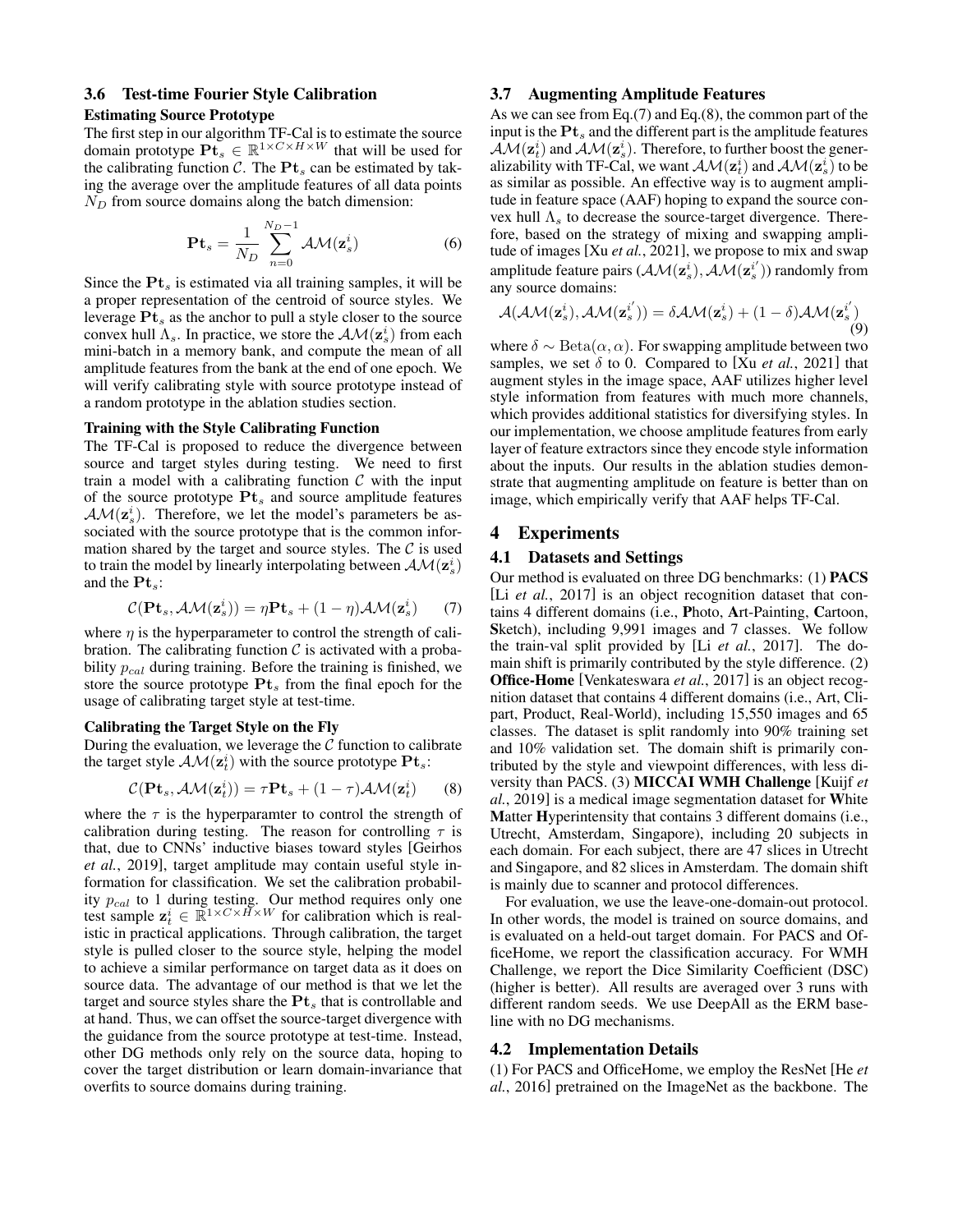### 3.6 Test-time Fourier Style Calibration

#### Estimating Source Prototype

The first step in our algorithm TF-Cal is to estimate the source domain prototype $\mathbf{Pt}_s \in \mathbb{R}^{1\times C\times H\times W}$ that will be used for the calibrating function $\mathcal{C}$. The $\mathbf{Pt}_s$ can be estimated by taking the average over the amplitude features of all data points $N_D$ from source domains along the batch dimension:

$$\mathbf{Pt}_s = \frac{1}{N_D}\sum_{n=0}^{N_D-1}\mathcal{AM}(\mathbf{z}_s^i) \tag{6}$$

Since the $\mathbf{Pt}_s$ is estimated via all training samples, it will be a proper representation of the centroid of source styles. We leverage $\mathbf{Pt}_s$ as the anchor to pull a style closer to the source convex hull $\Lambda_s$. In practice, we store the $\mathcal{AM}(\mathbf{z}_s^i)$ from each mini-batch in a memory bank, and compute the mean of all amplitude features from the bank at the end of one epoch. We will verify calibrating style with source prototype instead of a random prototype in the ablation studies section.

#### Training with the Style Calibrating Function

The TF-Cal is proposed to reduce the divergence between source and target styles during testing. We need to first train a model with a calibrating function $\mathcal{C}$ with the input of the source prototype $\mathbf{Pt}_s$ and source amplitude features $\mathcal{AM}(\mathbf{z}_s^i)$. Therefore, we let the model's parameters be associated with the source prototype that is the common information shared by the target and source styles. The $\mathcal{C}$ is used to train the model by linearly interpolating between $\mathcal{AM}(\mathbf{z}_s^i)$ and the $\mathbf{Pt}_s$:

$$\mathcal{C}(\mathbf{Pt}_s, \mathcal{AM}(\mathbf{z}_s^i)) = \eta\mathbf{Pt}_s + (1-\eta)\mathcal{AM}(\mathbf{z}_s^i) \tag{7}$$

where $\eta$ is the hyperparameter to control the strength of calibration. The calibrating function $\mathcal{C}$ is activated with a probability $p_{cal}$ during training. Before the training is finished, we store the source prototype $\mathbf{Pt}_s$ from the final epoch for the usage of calibrating target style at test-time.

#### Calibrating the Target Style on the Fly

During the evaluation, we leverage the $\mathcal{C}$ function to calibrate the target style $\mathcal{AM}(\mathbf{z}_t^i)$ with the source prototype $\mathbf{Pt}_s$:

$$\mathcal{C}(\mathbf{Pt}_s, \mathcal{AM}(\mathbf{z}_t^i)) = \tau\mathbf{Pt}_s + (1-\tau)\mathcal{AM}(\mathbf{z}_t^i) \tag{8}$$

where the $\tau$ is the hyperparamter to control the strength of calibration during testing. The reason for controlling $\tau$ is that, due to CNNs' inductive biases toward styles [Geirhos *et al.*, 2019], target amplitude may contain useful style information for classification. We set the calibration probability $p_{cal}$ to 1 during testing. Our method requires only one test sample $\mathbf{z}_t^i \in \mathbb{R}^{1\times C\times H\times W}$ for calibration which is realistic in practical applications. Through calibration, the target style is pulled closer to the source style, helping the model to achieve a similar performance on target data as it does on source data. The advantage of our method is that we let the target and source styles share the $\mathbf{Pt}_s$ that is controllable and at hand. Thus, we can offset the source-target divergence with the guidance from the source prototype at test-time. Instead, other DG methods only rely on the source data, hoping to cover the target distribution or learn domain-invariance that overfits to source domains during training.

### 3.7 Augmenting Amplitude Features

As we can see from Eq.(7) and Eq.(8), the common part of the input is the $\mathbf{Pt}_s$ and the different part is the amplitude features $\mathcal{AM}(\mathbf{z}_t^i)$ and $\mathcal{AM}(\mathbf{z}_s^i)$. Therefore, to further boost the generalizability with TF-Cal, we want $\mathcal{AM}(\mathbf{z}_t^i)$ and $\mathcal{AM}(\mathbf{z}_s^i)$ to be as similar as possible. An effective way is to augment amplitude in feature space (AAF) hoping to expand the source convex hull $\Lambda_s$ to decrease the source-target divergence. Therefore, based on the strategy of mixing and swapping amplitude of images [Xu *et al.*, 2021], we propose to mix and swap amplitude feature pairs $(\mathcal{AM}(\mathbf{z}_s^i), \mathcal{AM}(\mathbf{z}_s^{i'}))$ randomly from any source domains:

$$\mathcal{A}(\mathcal{AM}(\mathbf{z}_s^i), \mathcal{AM}(\mathbf{z}_s^{i'})) = \delta\mathcal{AM}(\mathbf{z}_s^i) + (1-\delta)\mathcal{AM}(\mathbf{z}_s^{i'}) \tag{9}$$

where $\delta \sim \mathrm{Beta}(\alpha, \alpha)$. For swapping amplitude between two samples, we set $\delta$ to 0. Compared to [Xu *et al.*, 2021] that augment styles in the image space, AAF utilizes higher level style information from features with much more channels, which provides additional statistics for diversifying styles. In our implementation, we choose amplitude features from early layer of feature extractors since they encode style information about the inputs. Our results in the ablation studies demonstrate that augmenting amplitude on feature is better than on image, which empirically verify that AAF helps TF-Cal.

## 4 Experiments

### 4.1 Datasets and Settings

Our method is evaluated on three DG benchmarks: (1) **PACS** [Li *et al.*, 2017] is an object recognition dataset that contains 4 different domains (i.e., **P**hoto, **A**rt-Painting, **C**artoon, **S**ketch), including 9,991 images and 7 classes. We follow the train-val split provided by [Li *et al.*, 2017]. The domain shift is primarily contributed by the style difference. (2) **Office-Home** [Venkateswara *et al.*, 2017] is an object recognition dataset that contains 4 different domains (i.e., Art, Clipart, Product, Real-World), including 15,550 images and 65 classes. The dataset is split randomly into 90% training set and 10% validation set. The domain shift is primarily contributed by the style and viewpoint differences, with less diversity than PACS. (3) **MICCAI WMH Challenge** [Kuijf *et al.*, 2019] is a medical image segmentation dataset for **W**hite **M**atter **H**yperintensity that contains 3 different domains (i.e., Utrecht, Amsterdam, Singapore), including 20 subjects in each domain. For each subject, there are 47 slices in Utrecht and Singapore, and 82 slices in Amsterdam. The domain shift is mainly due to scanner and protocol differences.

For evaluation, we use the leave-one-domain-out protocol. In other words, the model is trained on source domains, and is evaluated on a held-out target domain. For PACS and OfficeHome, we report the classification accuracy. For WMH Challenge, we report the Dice Similarity Coefficient (DSC) (higher is better). All results are averaged over 3 runs with different random seeds. We use DeepAll as the ERM baseline with no DG mechanisms.

### 4.2 Implementation Details

(1) For PACS and OfficeHome, we employ the ResNet [He *et al.*, 2016] pretrained on the ImageNet as the backbone. The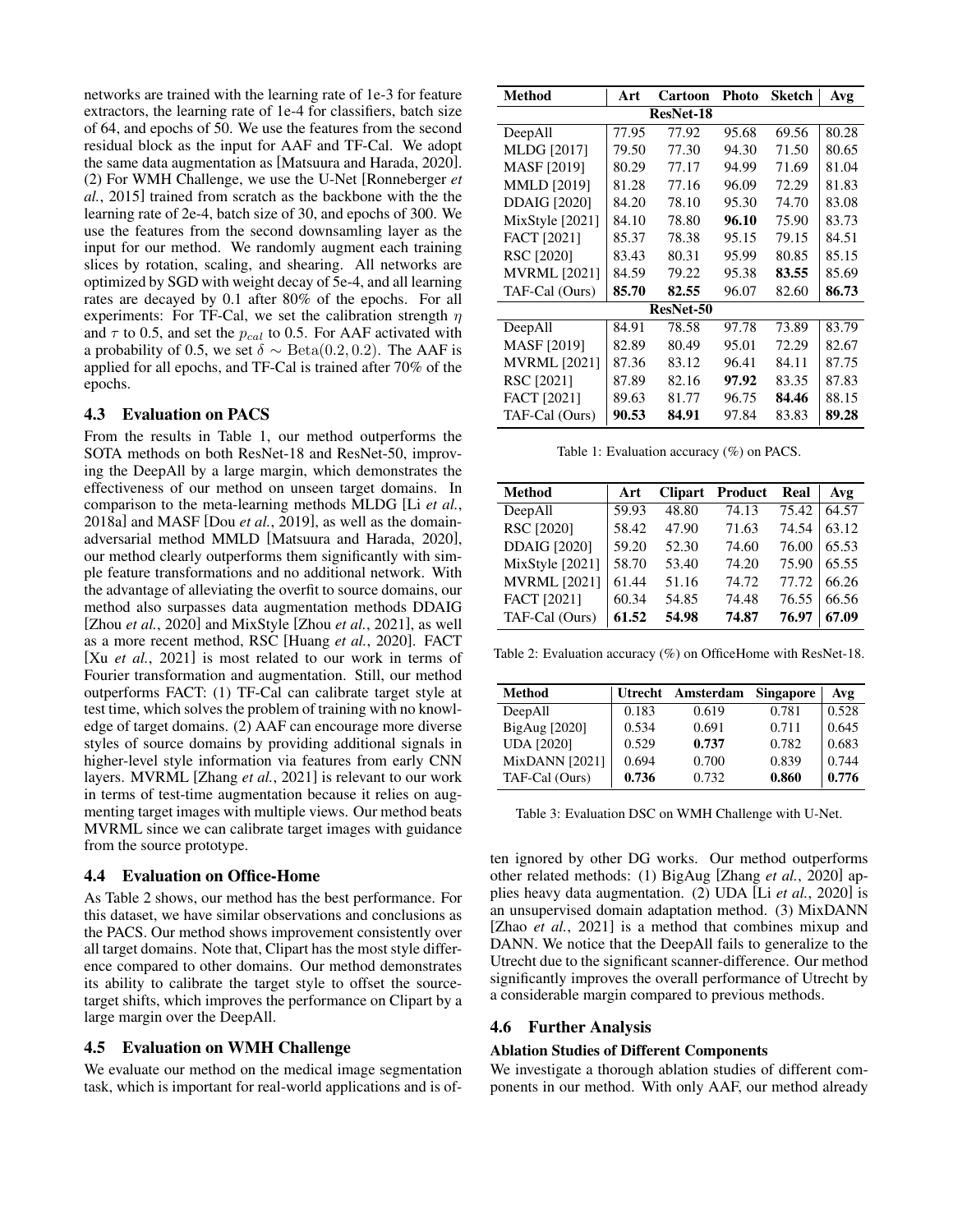networks are trained with the learning rate of 1e-3 for feature extractors, the learning rate of 1e-4 for classifiers, batch size of 64, and epochs of 50. We use the features from the second residual block as the input for AAF and TF-Cal. We adopt the same data augmentation as [Matsuura and Harada, 2020]. (2) For WMH Challenge, we use the U-Net [Ronneberger *et al.*, 2015] trained from scratch as the backbone with the the learning rate of 2e-4, batch size of 30, and epochs of 300. We use the features from the second downsamling layer as the input for our method. We randomly augment each training slices by rotation, scaling, and shearing. All networks are optimized by SGD with weight decay of 5e-4, and all learning rates are decayed by 0.1 after 80% of the epochs. For all experiments: For TF-Cal, we set the calibration strength $\eta$ and $\tau$ to 0.5, and set the $p_{cal}$ to 0.5. For AAF activated with a probability of 0.5, we set $\delta \sim \mathrm{Beta}(0.2, 0.2)$. The AAF is applied for all epochs, and TF-Cal is trained after 70% of the epochs.

### 4.3 Evaluation on PACS

From the results in Table 1, our method outperforms the SOTA methods on both ResNet-18 and ResNet-50, improving the DeepAll by a large margin, which demonstrates the effectiveness of our method on unseen target domains. In comparison to the meta-learning methods MLDG [Li *et al.*, 2018a] and MASF [Dou *et al.*, 2019], as well as the domain-adversarial method MMLD [Matsuura and Harada, 2020], our method clearly outperforms them significantly with simple feature transformations and no additional network. With the advantage of alleviating the overfit to source domains, our method also surpasses data augmentation methods DDAIG [Zhou *et al.*, 2020] and MixStyle [Zhou *et al.*, 2021], as well as a more recent method, RSC [Huang *et al.*, 2020]. FACT [Xu *et al.*, 2021] is most related to our work in terms of Fourier transformation and augmentation. Still, our method outperforms FACT: (1) TF-Cal can calibrate target style at test time, which solves the problem of training with no knowledge of target domains. (2) AAF can encourage more diverse styles of source domains by providing additional signals in higher-level style information via features from early CNN layers. MVRML [Zhang *et al.*, 2021] is relevant to our work in terms of test-time augmentation because it relies on augmenting target images with multiple views. Our method beats MVRML since we can calibrate target images with guidance from the source prototype.

| Method | Art | Cartoon | Photo | Sketch | Avg |
|---|---|---|---|---|---|
| ResNet-18 | | | | | |
| DeepAll | 77.95 | 77.92 | 95.68 | 69.56 | 80.28 |
| MLDG [2017] | 79.50 | 77.30 | 94.30 | 71.50 | 80.65 |
| MASF [2019] | 80.29 | 77.17 | 94.99 | 71.69 | 81.04 |
| MMLD [2019] | 81.28 | 77.16 | 96.09 | 72.29 | 81.83 |
| DDAIG [2020] | 84.20 | 78.10 | 95.30 | 74.70 | 83.08 |
| MixStyle [2021] | 84.10 | 78.80 | **96.10** | 75.90 | 83.73 |
| FACT [2021] | 85.37 | 78.38 | 95.15 | 79.15 | 84.51 |
| RSC [2020] | 83.43 | 80.31 | 95.99 | 80.85 | 85.15 |
| MVRML [2021] | 84.59 | 79.22 | 95.38 | **83.55** | 85.69 |
| TAF-Cal (Ours) | **85.70** | **82.55** | 96.07 | 82.60 | **86.73** |
| ResNet-50 | | | | | |
| DeepAll | 84.91 | 78.58 | 97.78 | 73.89 | 83.79 |
| MASF [2019] | 82.89 | 80.49 | 95.01 | 72.29 | 82.67 |
| MVRML [2021] | 87.36 | 83.12 | 96.41 | 84.11 | 87.75 |
| RSC [2021] | 87.89 | 82.16 | **97.92** | 83.35 | 87.83 |
| FACT [2021] | 89.63 | 81.77 | 96.75 | **84.46** | 88.15 |
| TAF-Cal (Ours) | **90.53** | **84.91** | 97.84 | 83.83 | **89.28** |

Table 1: Evaluation accuracy (%) on PACS.

| Method | Art | Clipart | Product | Real | Avg |
|---|---|---|---|---|---|
| DeepAll | 59.93 | 48.80 | 74.13 | 75.42 | 64.57 |
| RSC [2020] | 58.42 | 47.90 | 71.63 | 74.54 | 63.12 |
| DDAIG [2020] | 59.20 | 52.30 | 74.60 | 76.00 | 65.53 |
| MixStyle [2021] | 58.70 | 53.40 | 74.20 | 75.90 | 65.55 |
| MVRML [2021] | 61.44 | 51.16 | 74.72 | 77.72 | 66.26 |
| FACT [2021] | 60.34 | 54.85 | 74.48 | 76.55 | 66.56 |
| TAF-Cal (Ours) | **61.52** | **54.98** | **74.87** | **76.97** | **67.09** |

Table 2: Evaluation accuracy (%) on OfficeHome with ResNet-18.

| Method | Utrecht | Amsterdam | Singapore | Avg |
|---|---|---|---|---|
| DeepAll | 0.183 | 0.619 | 0.781 | 0.528 |
| BigAug [2020] | 0.534 | 0.691 | 0.711 | 0.645 |
| UDA [2020] | 0.529 | **0.737** | 0.782 | 0.683 |
| MixDANN [2021] | 0.694 | 0.700 | 0.839 | 0.744 |
| TAF-Cal (Ours) | **0.736** | 0.732 | **0.860** | **0.776** |

Table 3: Evaluation DSC on WMH Challenge with U-Net.

### 4.4 Evaluation on Office-Home

As Table 2 shows, our method has the best performance. For this dataset, we have similar observations and conclusions as the PACS. Our method shows improvement consistently over all target domains. Note that, Clipart has the most style difference compared to other domains. Our method demonstrates its ability to calibrate the target style to offset the source-target shifts, which improves the performance on Clipart by a large margin over the DeepAll.

### 4.5 Evaluation on WMH Challenge

We evaluate our method on the medical image segmentation task, which is important for real-world applications and is often ignored by other DG works. Our method outperforms other related methods: (1) BigAug [Zhang *et al.*, 2020] applies heavy data augmentation. (2) UDA [Li *et al.*, 2020] is an unsupervised domain adaptation method. (3) MixDANN [Zhao *et al.*, 2021] is a method that combines mixup and DANN. We notice that the DeepAll fails to generalize to the Utrecht due to the significant scanner-difference. Our method significantly improves the overall performance of Utrecht by a considerable margin compared to previous methods.

### 4.6 Further Analysis

#### Ablation Studies of Different Components

We investigate a thorough ablation studies of different components in our method. With only AAF, our method already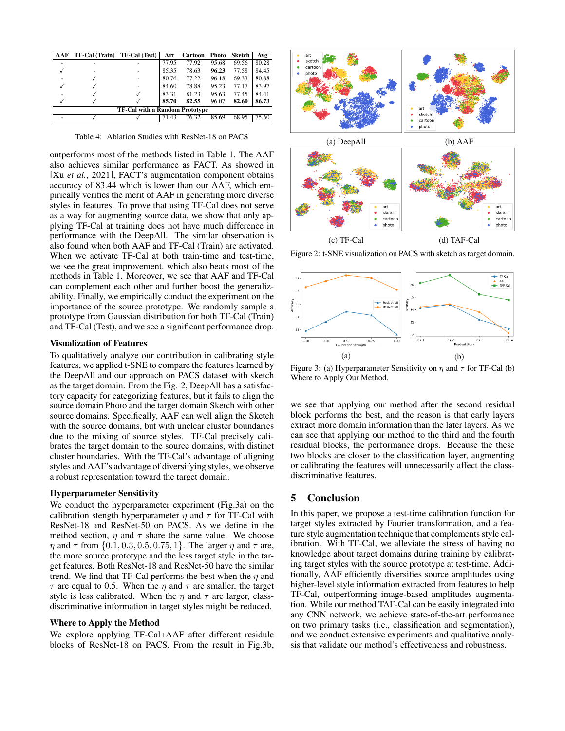| AAF | TF-Cal (Train) | TF-Cal (Test) | Art | Cartoon | Photo | Sketch | Avg |
|---|---|---|---|---|---|---|---|
| - | - | - | 77.95 | 77.92 | 95.68 | 69.56 | 80.28 |
| ✓ | - | - | 85.35 | 78.63 | **96.23** | 77.58 | 84.45 |
| - | ✓ | - | 80.76 | 77.22 | 96.18 | 69.33 | 80.88 |
| ✓ | ✓ | - | 84.60 | 78.88 | 95.23 | 77.17 | 83.97 |
| - | ✓ | ✓ | 83.31 | 81.23 | 95.63 | 77.45 | 84.41 |
| ✓ | ✓ | ✓ | **85.70** | **82.55** | 96.07 | **82.60** | **86.73** |
| **TF-Cal with a Random Prototype** | | | | | | | |
| - | ✓ | ✓ | 71.43 | 76.32 | 85.69 | 68.95 | 75.60 |

Table 4: Ablation Studies with ResNet-18 on PACS

outperforms most of the methods listed in Table 1. The AAF also achieves similar performance as FACT. As showed in [Xu *et al.*, 2021], FACT's augmentation component obtains accuracy of 83.44 which is lower than our AAF, which empirically verifies the merit of AAF in generating more diverse styles in features. To prove that using TF-Cal does not serve as a way for augmenting source data, we show that only applying TF-Cal at training does not have much difference in performance with the DeepAll. The similar observation is also found when both AAF and TF-Cal (Train) are activated. When we activate TF-Cal at both train-time and test-time, we see the great improvement, which also beats most of the methods in Table 1. Moreover, we see that AAF and TF-Cal can complement each other and further boost the generalizability. Finally, we empirically conduct the experiment on the importance of the source prototype. We randomly sample a prototype from Gaussian distribution for both TF-Cal (Train) and TF-Cal (Test), and we see a significant performance drop.

### Visualization of Features

To qualitatively analyze our contribution in calibrating style features, we applied t-SNE to compare the features learned by the DeepAll and our approach on PACS dataset with sketch as the target domain. From the Fig. 2, DeepAll has a satisfactory capacity for categorizing features, but it fails to align the source domain Photo and the target domain Sketch with other source domains. Specifically, AAF can well align the Sketch with the source domains, but with unclear cluster boundaries due to the mixing of source styles. TF-Cal precisely calibrates the target domain to the source domains, with distinct cluster boundaries. With the TF-Cal's advantage of aligning styles and AAF's advantage of diversifying styles, we observe a robust representation toward the target domain.

### Hyperparameter Sensitivity

We conduct the hyperparameter experiment (Fig.3a) on the calibration stength hyperparameter $\eta$ and $\tau$ for TF-Cal with ResNet-18 and ResNet-50 on PACS. As we define in the method section, $\eta$ and $\tau$ share the same value. We choose $\eta$ and $\tau$ from $\{0.1, 0.3, 0.5, 0.75, 1\}$. The larger $\eta$ and $\tau$ are, the more source prototype and the less target style in the target features. Both ResNet-18 and ResNet-50 have the similar trend. We find that TF-Cal performs the best when the $\eta$ and $\tau$ are equal to 0.5. When the $\eta$ and $\tau$ are smaller, the target style is less calibrated. When the $\eta$ and $\tau$ are larger, class-discriminative information in target styles might be reduced.

### Where to Apply the Method

We explore applying TF-Cal+AAF after different residule blocks of ResNet-18 on PACS. From the result in Fig.3b,

art
sketch
cartoon
photo

(a) DeepAll

(b) AAF

(c) TF-Cal

(d) TAF-Cal

Figure 2: t-SNE visualization on PACS with sketch as target domain.

Accuracy
Calibration Strength
ResNet-18
ResNet-50
0.10 0.30 0.50 0.75 1.00

(a)

Accuracy
Residual Block
TF-Cal
AAF
TAF-Cal
Res_1 Res_2 Res_3 Res_4

(b)

Figure 3: (a) Hyperparameter Sensitivity on $\eta$ and $\tau$ for TF-Cal (b) Where to Apply Our Method.

we see that applying our method after the second residual block performs the best, and the reason is that early layers extract more domain information than the later layers. As we can see that applying our method to the third and the fourth residual blocks, the performance drops. Because the these two blocks are closer to the classification layer, augmenting or calibrating the features will unnecessarily affect the class-discriminative features.

## 5 Conclusion

In this paper, we propose a test-time calibration function for target styles extracted by Fourier transformation, and a feature style augmentation technique that complements style calibration. With TF-Cal, we alleviate the stress of having no knowledge about target domains during training by calibrating target styles with the source prototype at test-time. Additionally, AAF efficiently diversifies source amplitudes using higher-level style information extracted from features to help TF-Cal, outperforming image-based amplitudes augmentation. While our method TAF-Cal can be easily integrated into any CNN network, we achieve state-of-the-art performance on two primary tasks (i.e., classification and segmentation), and we conduct extensive experiments and qualitative analysis that validate our method's effectiveness and robustness.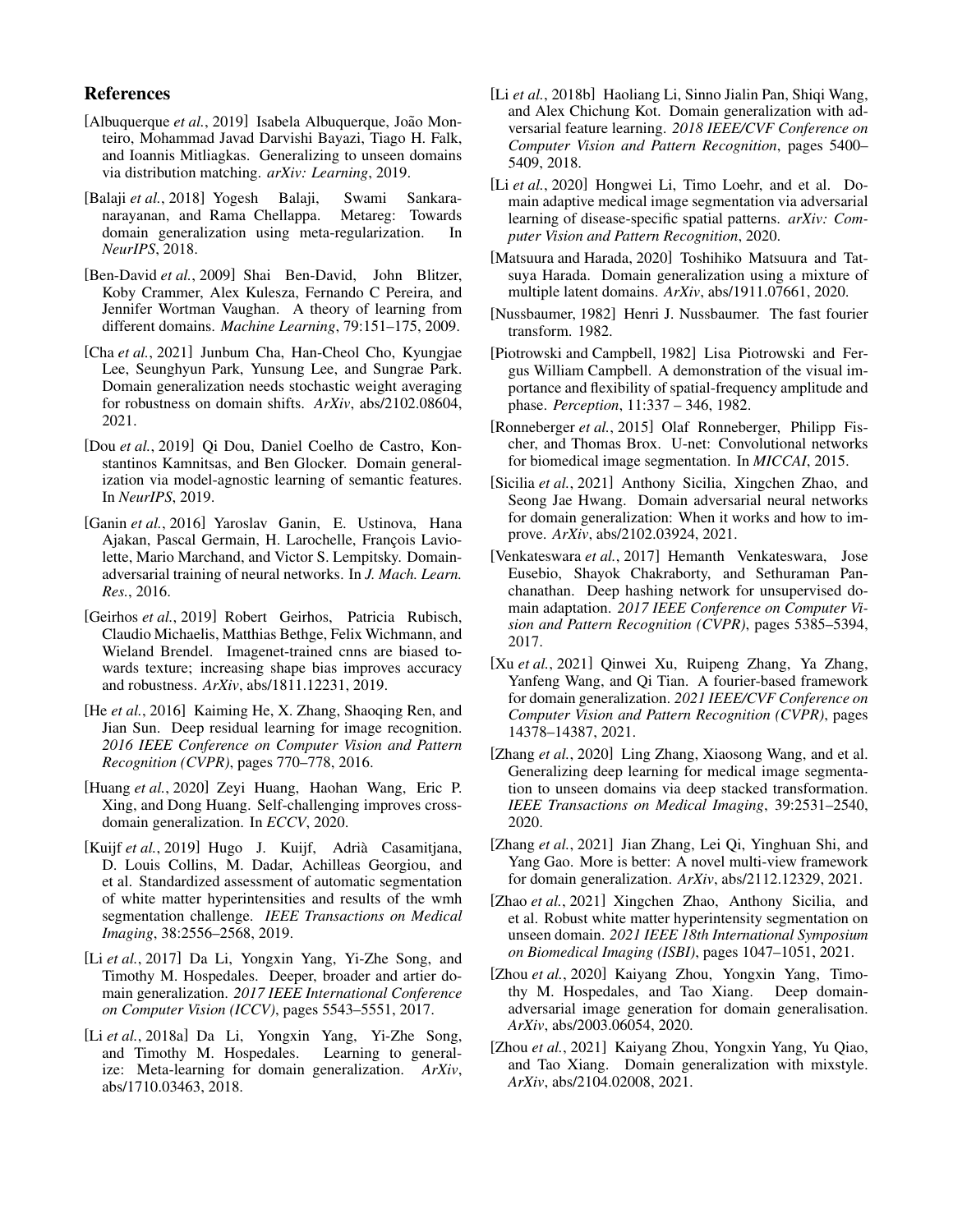## References

[Albuquerque *et al.*, 2019] Isabela Albuquerque, João Monteiro, Mohammad Javad Darvishi Bayazi, Tiago H. Falk, and Ioannis Mitliagkas. Generalizing to unseen domains via distribution matching. *arXiv: Learning*, 2019.

[Balaji *et al.*, 2018] Yogesh Balaji, Swami Sankaranarayanan, and Rama Chellappa. Metareg: Towards domain generalization using meta-regularization. In *NeurIPS*, 2018.

[Ben-David *et al.*, 2009] Shai Ben-David, John Blitzer, Koby Crammer, Alex Kulesza, Fernando C Pereira, and Jennifer Wortman Vaughan. A theory of learning from different domains. *Machine Learning*, 79:151–175, 2009.

[Cha *et al.*, 2021] Junbum Cha, Han-Cheol Cho, Kyungjae Lee, Seunghyun Park, Yunsung Lee, and Sungrae Park. Domain generalization needs stochastic weight averaging for robustness on domain shifts. *ArXiv*, abs/2102.08604, 2021.

[Dou *et al.*, 2019] Qi Dou, Daniel Coelho de Castro, Konstantinos Kamnitsas, and Ben Glocker. Domain generalization via model-agnostic learning of semantic features. In *NeurIPS*, 2019.

[Ganin *et al.*, 2016] Yaroslav Ganin, E. Ustinova, Hana Ajakan, Pascal Germain, H. Larochelle, François Laviolette, Mario Marchand, and Victor S. Lempitsky. Domain-adversarial training of neural networks. In *J. Mach. Learn. Res.*, 2016.

[Geirhos *et al.*, 2019] Robert Geirhos, Patricia Rubisch, Claudio Michaelis, Matthias Bethge, Felix Wichmann, and Wieland Brendel. Imagenet-trained cnns are biased towards texture; increasing shape bias improves accuracy and robustness. *ArXiv*, abs/1811.12231, 2019.

[He *et al.*, 2016] Kaiming He, X. Zhang, Shaoqing Ren, and Jian Sun. Deep residual learning for image recognition. *2016 IEEE Conference on Computer Vision and Pattern Recognition (CVPR)*, pages 770–778, 2016.

[Huang *et al.*, 2020] Zeyi Huang, Haohan Wang, Eric P. Xing, and Dong Huang. Self-challenging improves cross-domain generalization. In *ECCV*, 2020.

[Kuijf *et al.*, 2019] Hugo J. Kuijf, Adrià Casamitjana, D. Louis Collins, M. Dadar, Achilleas Georgiou, and et al. Standardized assessment of automatic segmentation of white matter hyperintensities and results of the wmh segmentation challenge. *IEEE Transactions on Medical Imaging*, 38:2556–2568, 2019.

[Li *et al.*, 2017] Da Li, Yongxin Yang, Yi-Zhe Song, and Timothy M. Hospedales. Deeper, broader and artier domain generalization. *2017 IEEE International Conference on Computer Vision (ICCV)*, pages 5543–5551, 2017.

[Li *et al.*, 2018a] Da Li, Yongxin Yang, Yi-Zhe Song, and Timothy M. Hospedales. Learning to generalize: Meta-learning for domain generalization. *ArXiv*, abs/1710.03463, 2018.

[Li *et al.*, 2018b] Haoliang Li, Sinno Jialin Pan, Shiqi Wang, and Alex Chichung Kot. Domain generalization with adversarial feature learning. *2018 IEEE/CVF Conference on Computer Vision and Pattern Recognition*, pages 5400–5409, 2018.

[Li *et al.*, 2020] Hongwei Li, Timo Loehr, and et al. Domain adaptive medical image segmentation via adversarial learning of disease-specific spatial patterns. *arXiv: Computer Vision and Pattern Recognition*, 2020.

[Matsuura and Harada, 2020] Toshihiko Matsuura and Tatsuya Harada. Domain generalization using a mixture of multiple latent domains. *ArXiv*, abs/1911.07661, 2020.

[Nussbaumer, 1982] Henri J. Nussbaumer. The fast fourier transform. 1982.

[Piotrowski and Campbell, 1982] Lisa Piotrowski and Fergus William Campbell. A demonstration of the visual importance and flexibility of spatial-frequency amplitude and phase. *Perception*, 11:337 – 346, 1982.

[Ronneberger *et al.*, 2015] Olaf Ronneberger, Philipp Fischer, and Thomas Brox. U-net: Convolutional networks for biomedical image segmentation. In *MICCAI*, 2015.

[Sicilia *et al.*, 2021] Anthony Sicilia, Xingchen Zhao, and Seong Jae Hwang. Domain adversarial neural networks for domain generalization: When it works and how to improve. *ArXiv*, abs/2102.03924, 2021.

[Venkateswara *et al.*, 2017] Hemanth Venkateswara, Jose Eusebio, Shayok Chakraborty, and Sethuraman Panchanathan. Deep hashing network for unsupervised domain adaptation. *2017 IEEE Conference on Computer Vision and Pattern Recognition (CVPR)*, pages 5385–5394, 2017.

[Xu *et al.*, 2021] Qinwei Xu, Ruipeng Zhang, Ya Zhang, Yanfeng Wang, and Qi Tian. A fourier-based framework for domain generalization. *2021 IEEE/CVF Conference on Computer Vision and Pattern Recognition (CVPR)*, pages 14378–14387, 2021.

[Zhang *et al.*, 2020] Ling Zhang, Xiaosong Wang, and et al. Generalizing deep learning for medical image segmentation to unseen domains via deep stacked transformation. *IEEE Transactions on Medical Imaging*, 39:2531–2540, 2020.

[Zhang *et al.*, 2021] Jian Zhang, Lei Qi, Yinghuan Shi, and Yang Gao. More is better: A novel multi-view framework for domain generalization. *ArXiv*, abs/2112.12329, 2021.

[Zhao *et al.*, 2021] Xingchen Zhao, Anthony Sicilia, and et al. Robust white matter hyperintensity segmentation on unseen domain. *2021 IEEE 18th International Symposium on Biomedical Imaging (ISBI)*, pages 1047–1051, 2021.

[Zhou *et al.*, 2020] Kaiyang Zhou, Yongxin Yang, Timothy M. Hospedales, and Tao Xiang. Deep domain-adversarial image generation for domain generalisation. *ArXiv*, abs/2003.06054, 2020.

[Zhou *et al.*, 2021] Kaiyang Zhou, Yongxin Yang, Yu Qiao, and Tao Xiang. Domain generalization with mixstyle. *ArXiv*, abs/2104.02008, 2021.